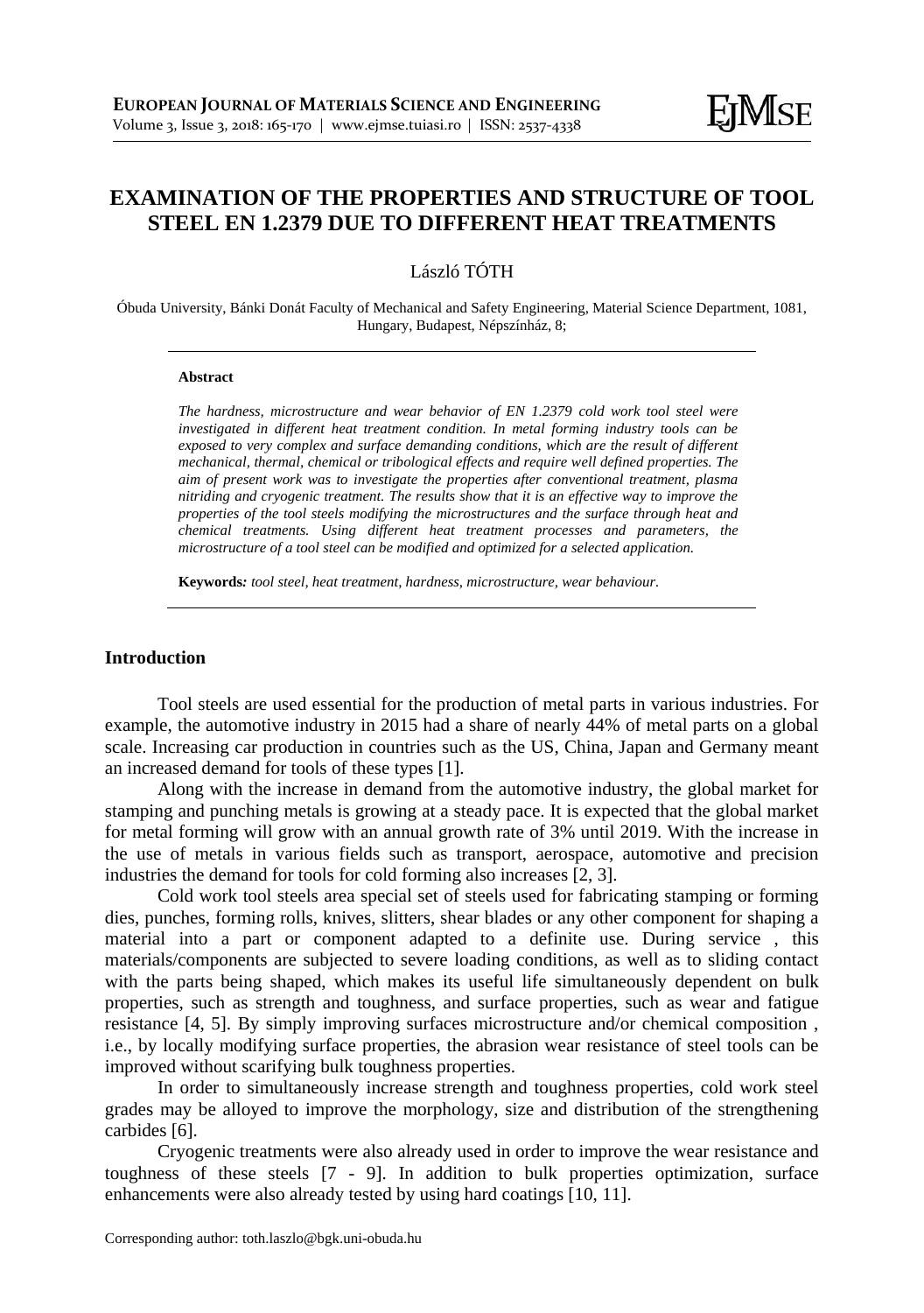# EXAMINATION OF THE PROPERTIES AND STRUCTURE OF TOOL STEEL EN 1.2379 DUE TO DIFFERENT HEAT TREATMENTS

László TÓTH

Óbuda University, Bánki Donát Faculty of Mechanical and Safety Engineering, Material Science Department, 1081, Hungary, Budapest, Népszínház, 8;

**Abstract**

*The hardness, microstructure and wear behavior of EN 1.2379 cold work tool steel were investigated in different heat treatment condition. In metal forming industry tools can be exposed to very complex and surface demanding conditions, which are the result of different mechanical, thermal, chemical or tribological effects and require well defined properties. The aim of present work was to investigate the properties after conventional treatment, plasma nitriding and cryogenic treatment. The results show that it is an effective way to improve the properties of the tool steels modifying the microstructures and the surface through heat and chemical treatments. Using different heat treatment processes and parameters, the microstructure of a tool steel can be modified and optimized for a selected application.*

**Keywords***: tool steel, heat treatment, hardness, microstructure, wear behaviour.*

## Introduction

Tool steels are used essential for the production of metal parts in various industries. For example, the automotive industry in 2015 had a share of nearly 44% of metal parts on a global scale. Increasing car production in countries such as the US, China, Japan and Germany meant an increased demand for tools of these types [1].

Along with the increase in demand from the automotive industry, the global market for stamping and punching metals is growing at a steady pace. It is expected that the global market for metal forming will grow with an annual growth rate of 3% until 2019. With the increase in the use of metals in various fields such as transport, aerospace, automotive and precision industries the demand for tools for cold forming also increases [2, 3].

Cold work tool steels area special set of steels used for fabricating stamping or forming dies, punches, forming rolls, knives, slitters, shear blades or any other component for shaping a material into a part or component adapted to a definite use. During service , this materials/components are subjected to severe loading conditions, as well as to sliding contact with the parts being shaped, which makes its useful life simultaneously dependent on bulk properties, such as strength and toughness, and surface properties, such as wear and fatigue resistance [4, 5]. By simply improving surfaces microstructure and/or chemical composition , i.e., by locally modifying surface properties, the abrasion wear resistance of steel tools can be improved without scarifying bulk toughness properties.

In order to simultaneously increase strength and toughness properties, cold work steel grades may be alloyed to improve the morphology, size and distribution of the strengthening carbides [6].

Cryogenic treatments were also already used in order to improve the wear resistance and toughness of these steels [7 - 9]. In addition to bulk properties optimization, surface enhancements were also already tested by using hard coatings [10, 11].

Corresponding author: toth.laszlo@bgk.uni-obuda.hu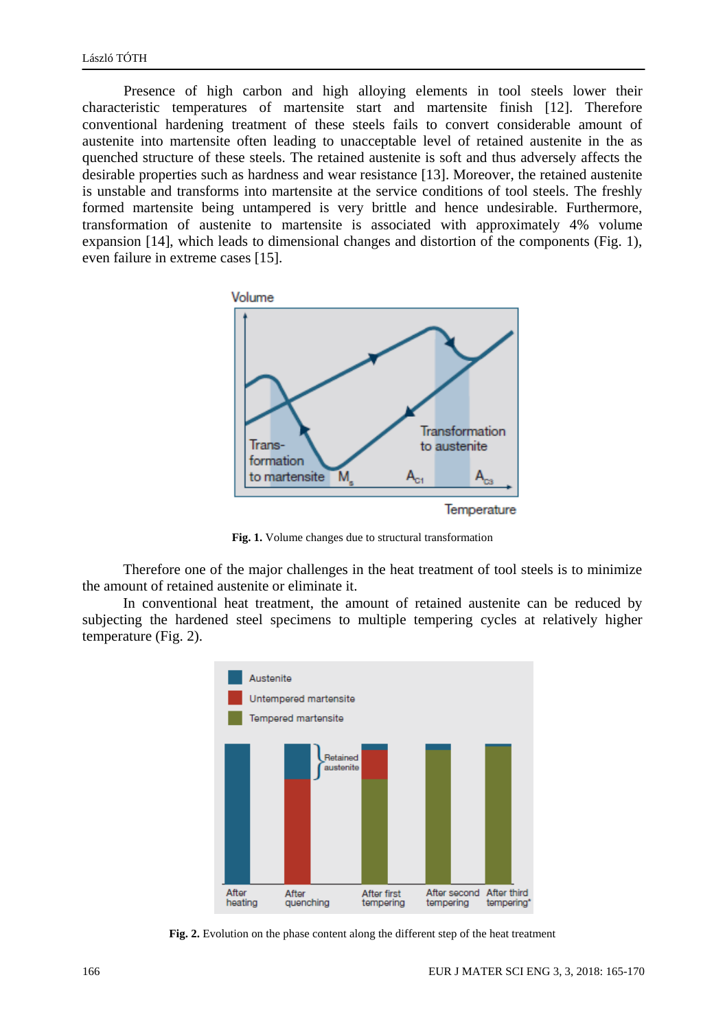Presence of high carbon and high alloying elements in tool steels lower their characteristic temperatures of martensite start and martensite finish [12]. Therefore conventional hardening treatment of these steels fails to convert considerable amount of austenite into martensite often leading to unacceptable level of retained austenite in the as quenched structure of these steels. The retained austenite is soft and thus adversely affects the desirable properties such as hardness and wear resistance [13]. Moreover, the retained austenite is unstable and transforms into martensite at the service conditions of tool steels. The freshly formed martensite being untampered is very brittle and hence undesirable. Furthermore, transformation of austenite to martensite is associated with approximately 4% volume expansion [14], which leads to dimensional changes and distortion of the components (Fig. 1), even failure in extreme cases [15].

**Fig. 1.** Volume changes due to structural transformation

Therefore one of the major challenges in the heat treatment of tool steels is to minimize the amount of retained austenite or eliminate it.

In conventional heat treatment, the amount of retained austenite can be reduced by subjecting the hardened steel specimens to multiple tempering cycles at relatively higher temperature (Fig. 2).

**Fig. 2.** Evolution on the phase content along the different step of the heat treatment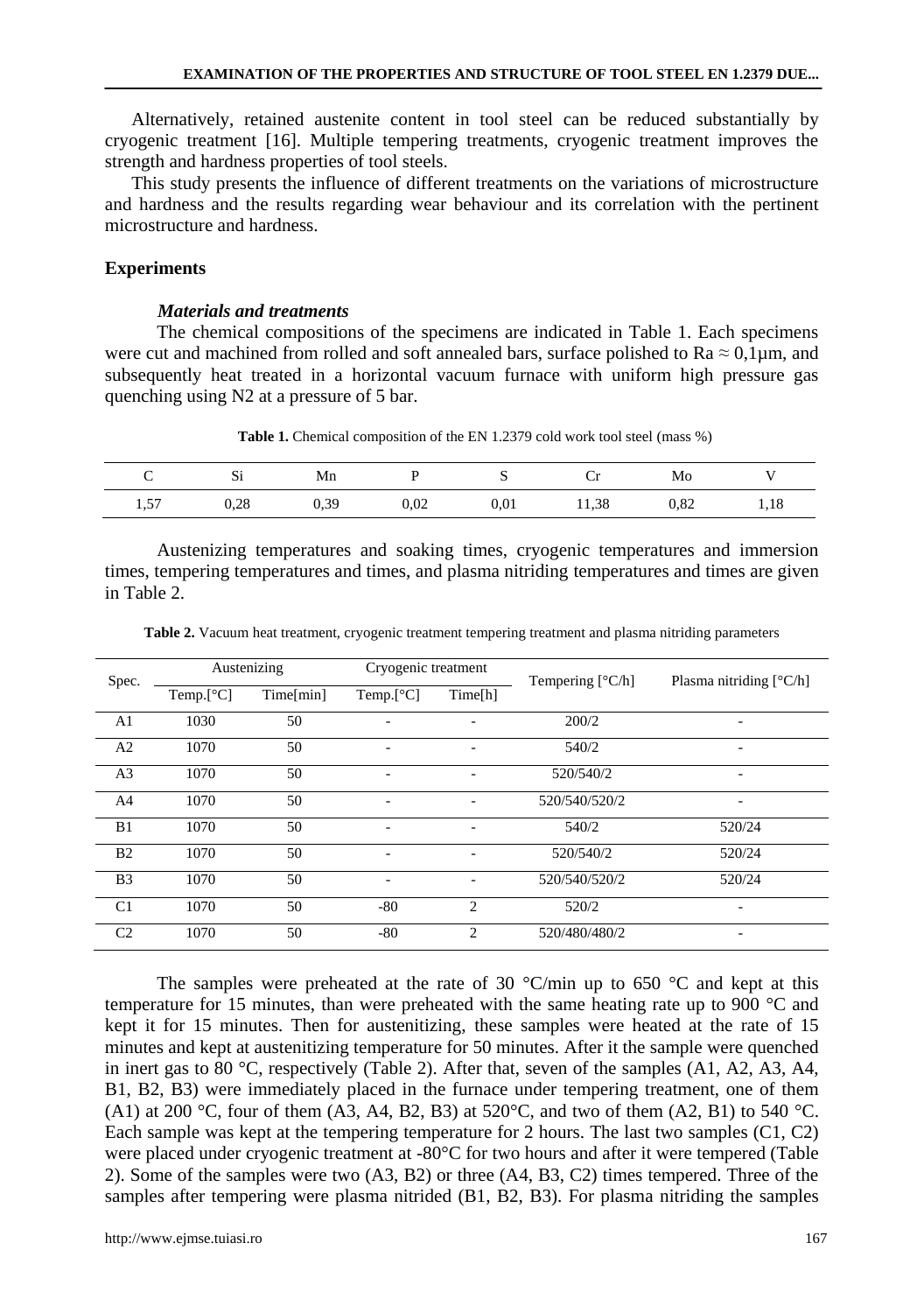Alternatively, retained austenite content in tool steel can be reduced substantially by cryogenic treatment [16]. Multiple tempering treatments, cryogenic treatment improves the strength and hardness properties of tool steels.

This study presents the influence of different treatments on the variations of microstructure and hardness and the results regarding wear behaviour and its correlation with the pertinent microstructure and hardness.

## Experiments

### *Materials and treatments*

The chemical compositions of the specimens are indicated in Table 1. Each specimens were cut and machined from rolled and soft annealed bars, surface polished to Ra ≈ 0,1µm, and subsequently heat treated in a horizontal vacuum furnace with uniform high pressure gas quenching using $N_2$ at a pressure of 5 bar.

**Table 1.** Chemical composition of the EN 1.2379 cold work tool steel (mass %)

| C | Si | Mn | P | S | Cr | Mo | V |
|---|---|---|---|---|---|---|---|
| 1,57 | 0,28 | 0,39 | 0,02 | 0,01 | 11,38 | 0,82 | 1,18 |

Austenizing temperatures and soaking times, cryogenic temperatures and immersion times, tempering temperatures and times, and plasma nitriding temperatures and times are given in Table 2.

**Table 2.** Vacuum heat treatment, cryogenic treatment tempering treatment and plasma nitriding parameters

| Spec. | Austenizing | | Cryogenic treatment | | Tempering [°C/h] | Plasma nitriding [°C/h] |
|---|---|---|---|---|---|---|
| | Temp.[°C] | Time[min] | Temp.[°C] | Time[h] | | |
| A1 | 1030 | 50 | - | - | 200/2 | - |
| A2 | 1070 | 50 | - | - | 540/2 | - |
| A3 | 1070 | 50 | - | - | 520/540/2 | - |
| A4 | 1070 | 50 | - | - | 520/540/520/2 | - |
| B1 | 1070 | 50 | - | - | 540/2 | 520/24 |
| B2 | 1070 | 50 | - | - | 520/540/2 | 520/24 |
| B3 | 1070 | 50 | - | - | 520/540/520/2 | 520/24 |
| C1 | 1070 | 50 | -80 | 2 | 520/2 | - |
| C2 | 1070 | 50 | -80 | 2 | 520/480/480/2 | - |

The samples were preheated at the rate of 30 °C/min up to 650 °C and kept at this temperature for 15 minutes, than were preheated with the same heating rate up to 900 °C and kept it for 15 minutes. Then for austenitizing, these samples were heated at the rate of 15 minutes and kept at austenitizing temperature for 50 minutes. After it the sample were quenched in inert gas to 80 °C, respectively (Table 2). After that, seven of the samples (A1, A2, A3, A4, B1, B2, B3) were immediately placed in the furnace under tempering treatment, one of them (A1) at 200 °C, four of them (A3, A4, B2, B3) at 520°C, and two of them (A2, B1) to 540 °C. Each sample was kept at the tempering temperature for 2 hours. The last two samples (C1, C2) were placed under cryogenic treatment at -80°C for two hours and after it were tempered (Table 2). Some of the samples were two (A3, B2) or three (A4, B3, C2) times tempered. Three of the samples after tempering were plasma nitrided (B1, B2, B3). For plasma nitriding the samples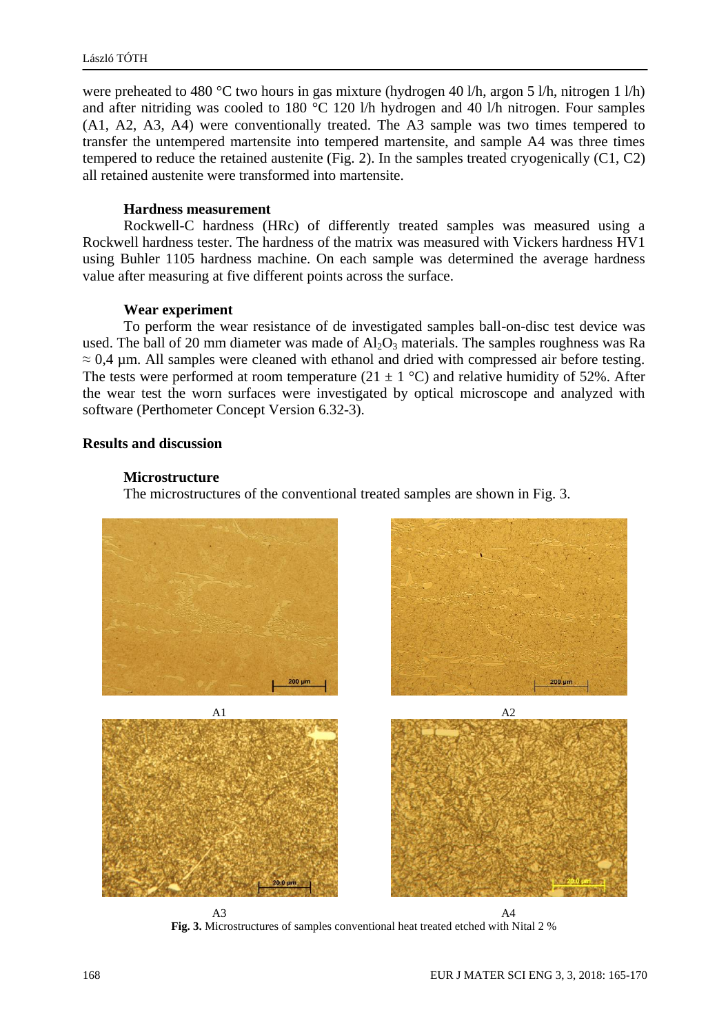were preheated to 480 °C two hours in gas mixture (hydrogen 40 l/h, argon 5 l/h, nitrogen 1 l/h) and after nitriding was cooled to 180 °C 120 l/h hydrogen and 40 l/h nitrogen. Four samples (A1, A2, A3, A4) were conventionally treated. The A3 sample was two times tempered to transfer the untempered martensite into tempered martensite, and sample A4 was three times tempered to reduce the retained austenite (Fig. 2). In the samples treated cryogenically (C1, C2) all retained austenite were transformed into martensite.

### Hardness measurement

Rockwell-C hardness (HRc) of differently treated samples was measured using a Rockwell hardness tester. The hardness of the matrix was measured with Vickers hardness HV1 using Buhler 1105 hardness machine. On each sample was determined the average hardness value after measuring at five different points across the surface.

### Wear experiment

To perform the wear resistance of de investigated samples ball-on-disc test device was used. The ball of 20 mm diameter was made of $Al_2O_3$ materials. The samples roughness was Ra ≈ 0,4 µm. All samples were cleaned with ethanol and dried with compressed air before testing. The tests were performed at room temperature (21 ± 1 °C) and relative humidity of 52%. After the wear test the worn surfaces were investigated by optical microscope and analyzed with software (Perthometer Concept Version 6.32-3).

## Results and discussion

### Microstructure

The microstructures of the conventional treated samples are shown in Fig. 3.

A1

A2

A3

A4

**Fig. 3.** Microstructures of samples conventional heat treated etched with Nital 2 %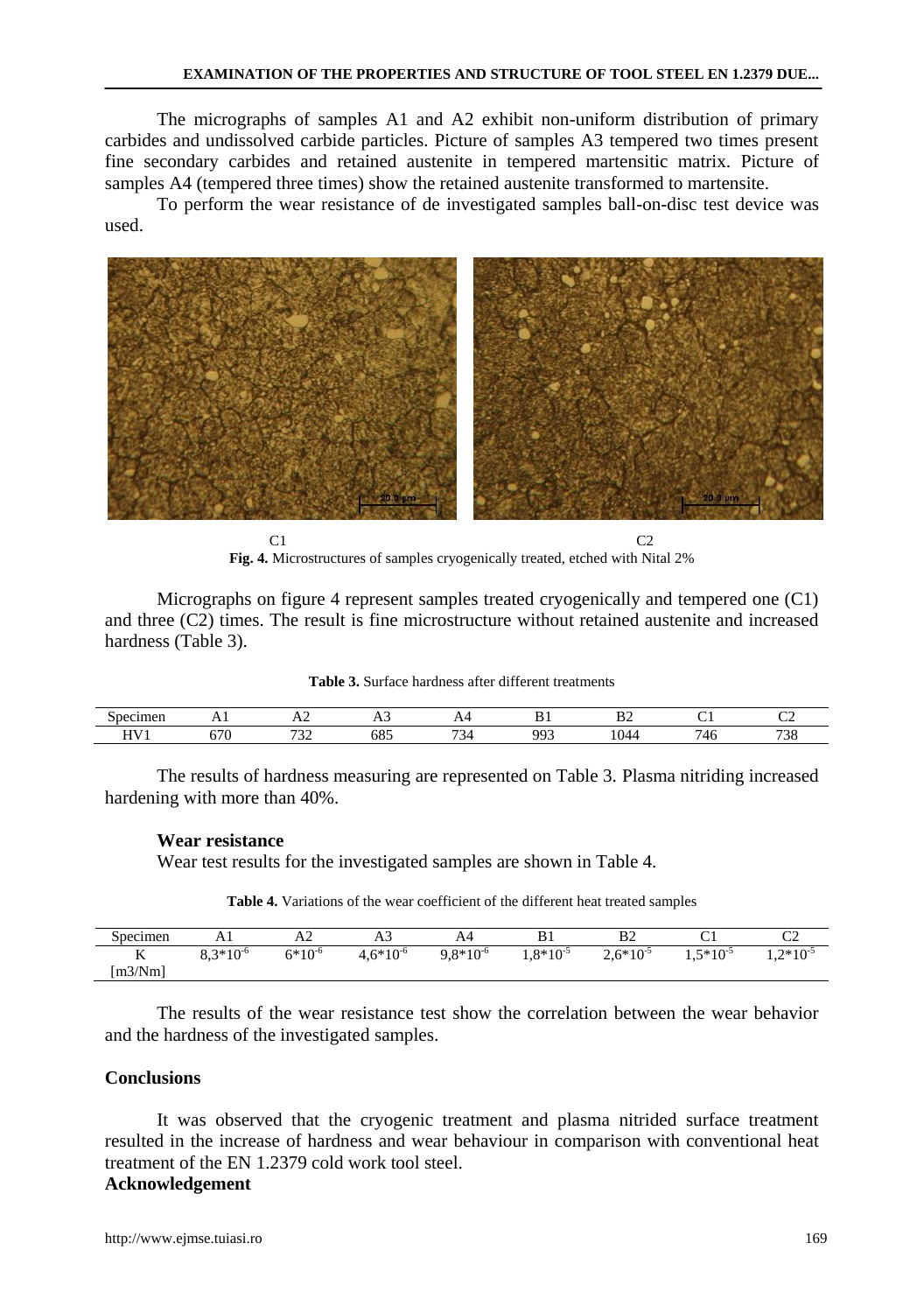The micrographs of samples A1 and A2 exhibit non-uniform distribution of primary carbides and undissolved carbide particles. Picture of samples A3 tempered two times present fine secondary carbides and retained austenite in tempered martensitic matrix. Picture of samples A4 (tempered three times) show the retained austenite transformed to martensite.

To perform the wear resistance of de investigated samples ball-on-disc test device was used.

C1 C2

**Fig. 4.** Microstructures of samples cryogenically treated, etched with Nital 2%

Micrographs on figure 4 represent samples treated cryogenically and tempered one (C1) and three (C2) times. The result is fine microstructure without retained austenite and increased hardness (Table 3).

**Table 3.** Surface hardness after different treatments

| Specimen | A1 | A2 | A3 | A4 | B1 | B2 | C1 | C2 |
|---|---|---|---|---|---|---|---|---|
| HV1 | 670 | 732 | 685 | 734 | 993 | 1044 | 746 | 738 |

The results of hardness measuring are represented on Table 3. Plasma nitriding increased hardening with more than 40%.

### Wear resistance

Wear test results for the investigated samples are shown in Table 4.

**Table 4.** Variations of the wear coefficient of the different heat treated samples

| Specimen | A1 | A2 | A3 | A4 | B1 | B2 | C1 | C2 |
|---|---|---|---|---|---|---|---|---|
| K [m3/Nm] | $8,3*10^{-6}$ | $6*10^{-6}$ | $4,6*10^{-6}$ | $9,8*10^{-6}$ | $1,8*10^{-5}$ | $2,6*10^{-5}$ | $1,5*10^{-5}$ | $1,2*10^{-5}$ |

The results of the wear resistance test show the correlation between the wear behavior and the hardness of the investigated samples.

## Conclusions

It was observed that the cryogenic treatment and plasma nitrided surface treatment resulted in the increase of hardness and wear behaviour in comparison with conventional heat treatment of the EN 1.2379 cold work tool steel.

## Acknowledgement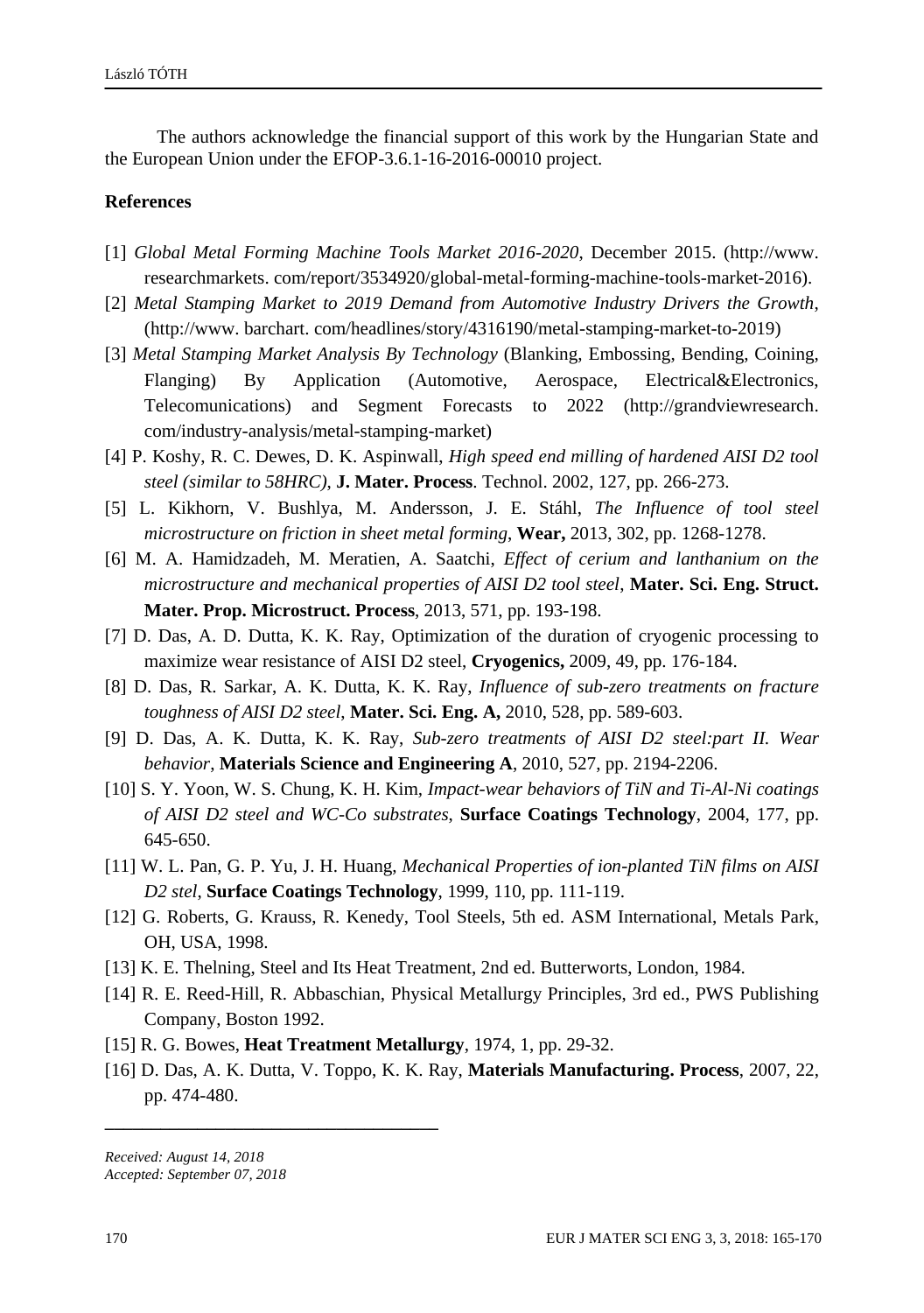The authors acknowledge the financial support of this work by the Hungarian State and the European Union under the EFOP-3.6.1-16-2016-00010 project.

**References**

[1] *Global Metal Forming Machine Tools Market 2016-2020*, December 2015. (http://www. researchmarkets. com/report/3534920/global-metal-forming-machine-tools-market-2016).

[2] *Metal Stamping Market to 2019 Demand from Automotive Industry Drivers the Growth*, (http://www. barchart. com/headlines/story/4316190/metal-stamping-market-to-2019)

[3] *Metal Stamping Market Analysis By Technology* (Blanking, Embossing, Bending, Coining, Flanging) By Application (Automotive, Aerospace, Electrical&Electronics, Telecomunications) and Segment Forecasts to 2022 (http://grandviewresearch. com/industry-analysis/metal-stamping-market)

[4] P. Koshy, R. C. Dewes, D. K. Aspinwall, *High speed end milling of hardened AISI D2 tool steel (similar to 58HRC)*, **J. Mater. Process**. Technol. 2002, 127, pp. 266-273.

[5] L. Kikhorn, V. Bushlya, M. Andersson, J. E. Stáhl, *The Influence of tool steel microstructure on friction in sheet metal forming*, **Wear,** 2013, 302, pp. 1268-1278.

[6] M. A. Hamidzadeh, M. Meratien, A. Saatchi, *Effect of cerium and lanthanium on the microstructure and mechanical properties of AISI D2 tool steel*, **Mater. Sci. Eng. Struct. Mater. Prop. Microstruct. Process**, 2013, 571, pp. 193-198.

[7] D. Das, A. D. Dutta, K. K. Ray, Optimization of the duration of cryogenic processing to maximize wear resistance of AISI D2 steel, **Cryogenics,** 2009, 49, pp. 176-184.

[8] D. Das, R. Sarkar, A. K. Dutta, K. K. Ray, *Influence of sub-zero treatments on fracture toughness of AISI D2 steel*, **Mater. Sci. Eng. A,** 2010, 528, pp. 589-603.

[9] D. Das, A. K. Dutta, K. K. Ray, *Sub-zero treatments of AISI D2 steel:part II. Wear behavior*, **Materials Science and Engineering A**, 2010, 527, pp. 2194-2206.

[10] S. Y. Yoon, W. S. Chung, K. H. Kim, *Impact-wear behaviors of TiN and Ti-Al-Ni coatings of AISI D2 steel and WC-Co substrates*, **Surface Coatings Technology**, 2004, 177, pp. 645-650.

[11] W. L. Pan, G. P. Yu, J. H. Huang, *Mechanical Properties of ion-planted TiN films on AISI D2 stel*, **Surface Coatings Technology**, 1999, 110, pp. 111-119.

[12] G. Roberts, G. Krauss, R. Kenedy, Tool Steels, 5th ed. ASM International, Metals Park, OH, USA, 1998.

[13] K. E. Thelning, Steel and Its Heat Treatment, 2nd ed. Butterworts, London, 1984.

[14] R. E. Reed-Hill, R. Abbaschian, Physical Metallurgy Principles, 3rd ed., PWS Publishing Company, Boston 1992.

[15] R. G. Bowes, **Heat Treatment Metallurgy**, 1974, 1, pp. 29-32.

[16] D. Das, A. K. Dutta, V. Toppo, K. K. Ray, **Materials Manufacturing. Process**, 2007, 22, pp. 474-480.

*Received: August 14, 2018*
*Accepted: September 07, 2018*